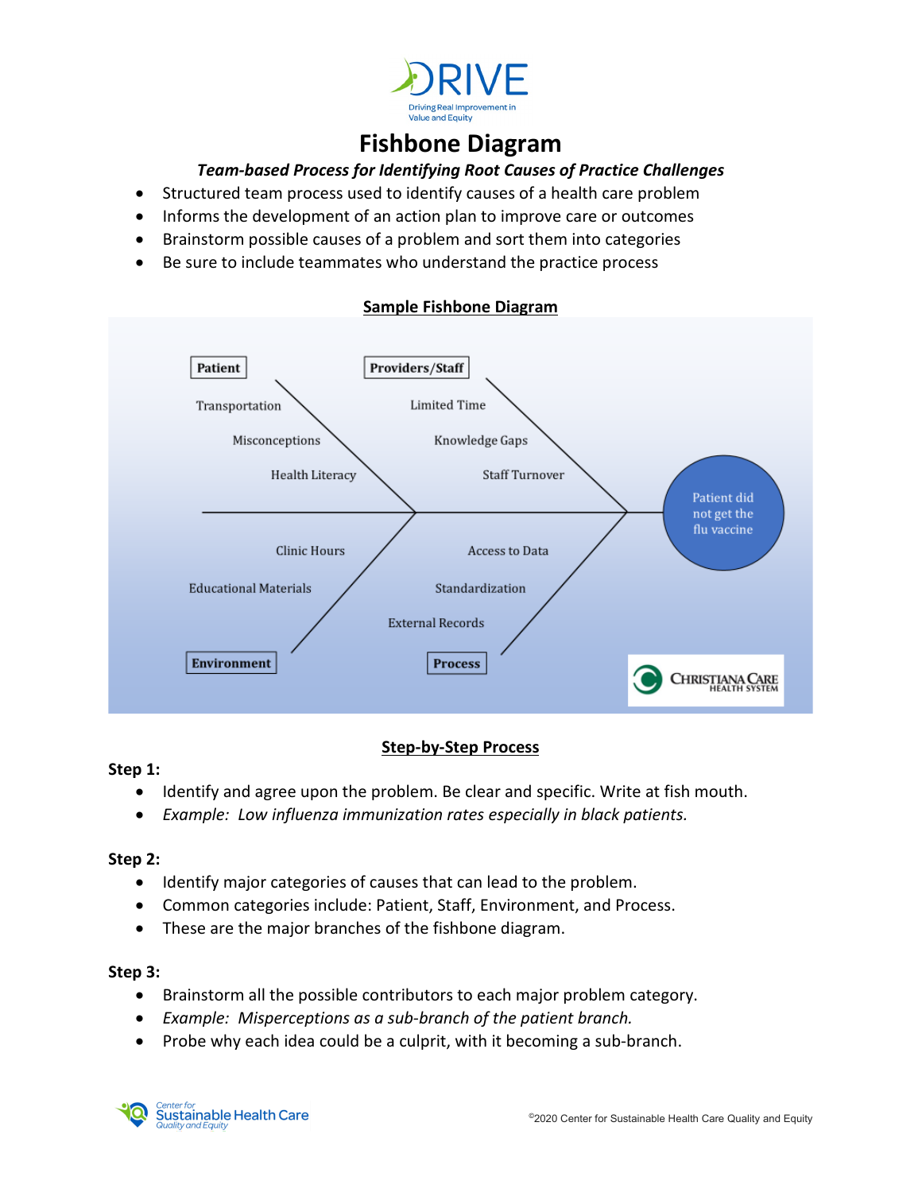DRIVE

Driving Real Improvement in Value and Equity

# Fishbone Diagram

***Team-based Process for Identifying Root Causes of Practice Challenges***

- Structured team process used to identify causes of a health care problem
- Informs the development of an action plan to improve care or outcomes
- Brainstorm possible causes of a problem and sort them into categories
- Be sure to include teammates who understand the practice process

## Sample Fishbone Diagram

Patient

Transportation

Misconceptions

Health Literacy

Providers/Staff

Limited Time

Knowledge Gaps

Staff Turnover

Patient did not get the flu vaccine

Clinic Hours

Educational Materials

Environment

Access to Data

Standardization

External Records

Process

CHRISTIANA CARE HEALTH SYSTEM

## Step-by-Step Process

**Step 1:**

- Identify and agree upon the problem. Be clear and specific. Write at fish mouth.
- *Example: Low influenza immunization rates especially in black patients.*

**Step 2:**

- Identify major categories of causes that can lead to the problem.
- Common categories include: Patient, Staff, Environment, and Process.
- These are the major branches of the fishbone diagram.

**Step 3:**

- Brainstorm all the possible contributors to each major problem category.
- *Example: Misperceptions as a sub-branch of the patient branch.*
- Probe why each idea could be a culprit, with it becoming a sub-branch.

Center for Sustainable Health Care Quality and Equity

©2020 Center for Sustainable Health Care Quality and Equity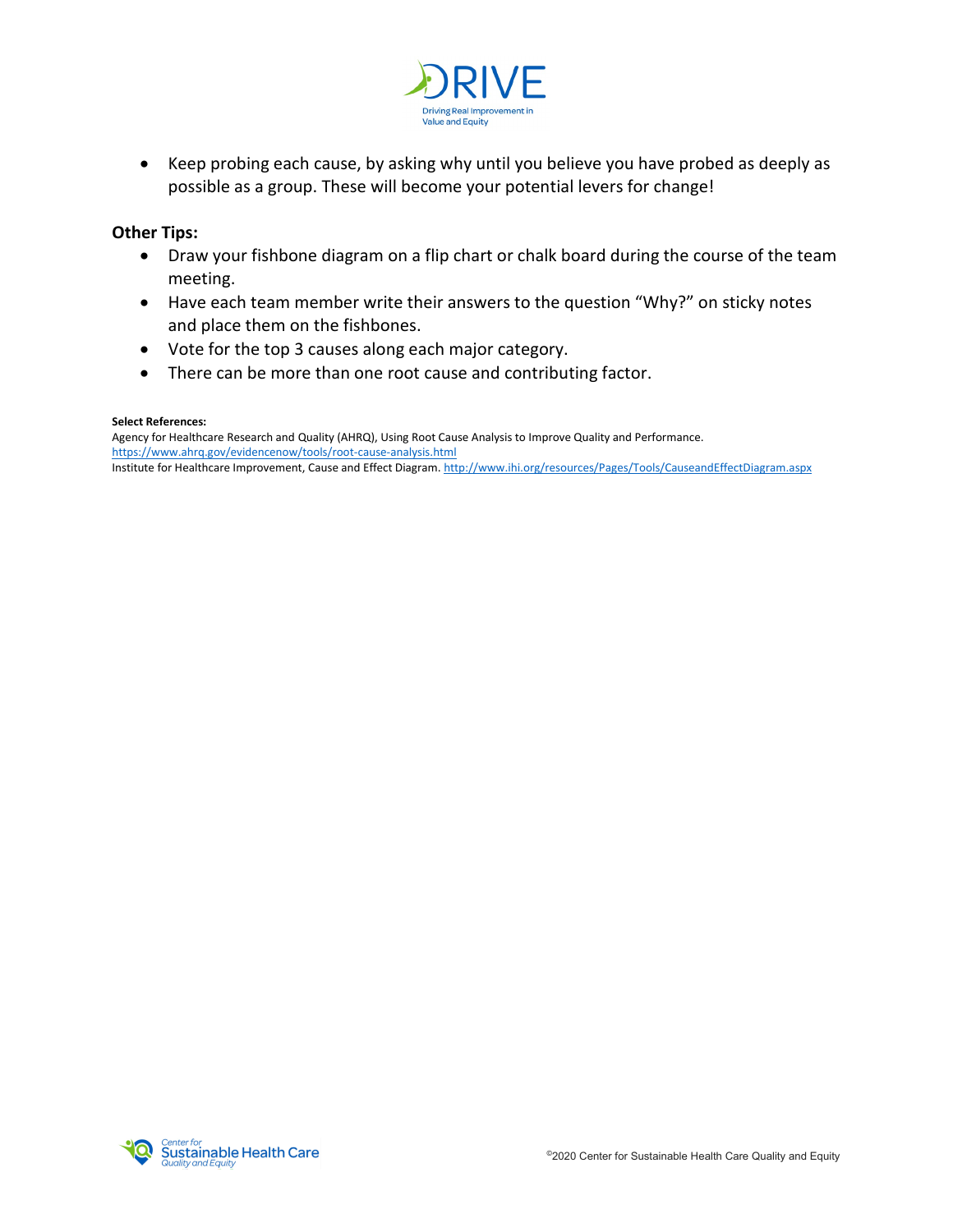- Keep probing each cause, by asking why until you believe you have probed as deeply as possible as a group. These will become your potential levers for change!

**Other Tips:**

- Draw your fishbone diagram on a flip chart or chalk board during the course of the team meeting.
- Have each team member write their answers to the question “Why?” on sticky notes and place them on the fishbones.
- Vote for the top 3 causes along each major category.
- There can be more than one root cause and contributing factor.

**Select References:**

Agency for Healthcare Research and Quality (AHRQ), Using Root Cause Analysis to Improve Quality and Performance. https://www.ahrq.gov/evidencenow/tools/root-cause-analysis.html

Institute for Healthcare Improvement, Cause and Effect Diagram. http://www.ihi.org/resources/Pages/Tools/CauseandEffectDiagram.aspx